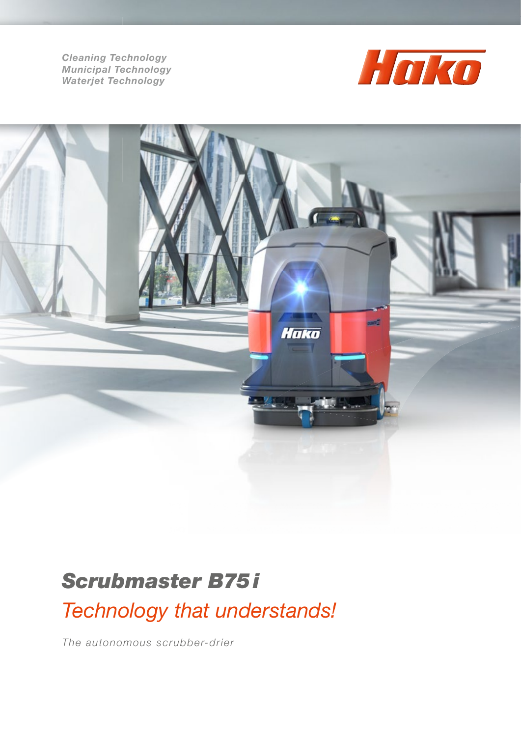*Cleaning Technology*
*Municipal Technology*
*Waterjet Technology*

# *Scrubmaster B75 i*

## *Technology that understands!*

*The autonomous scrubber-drier*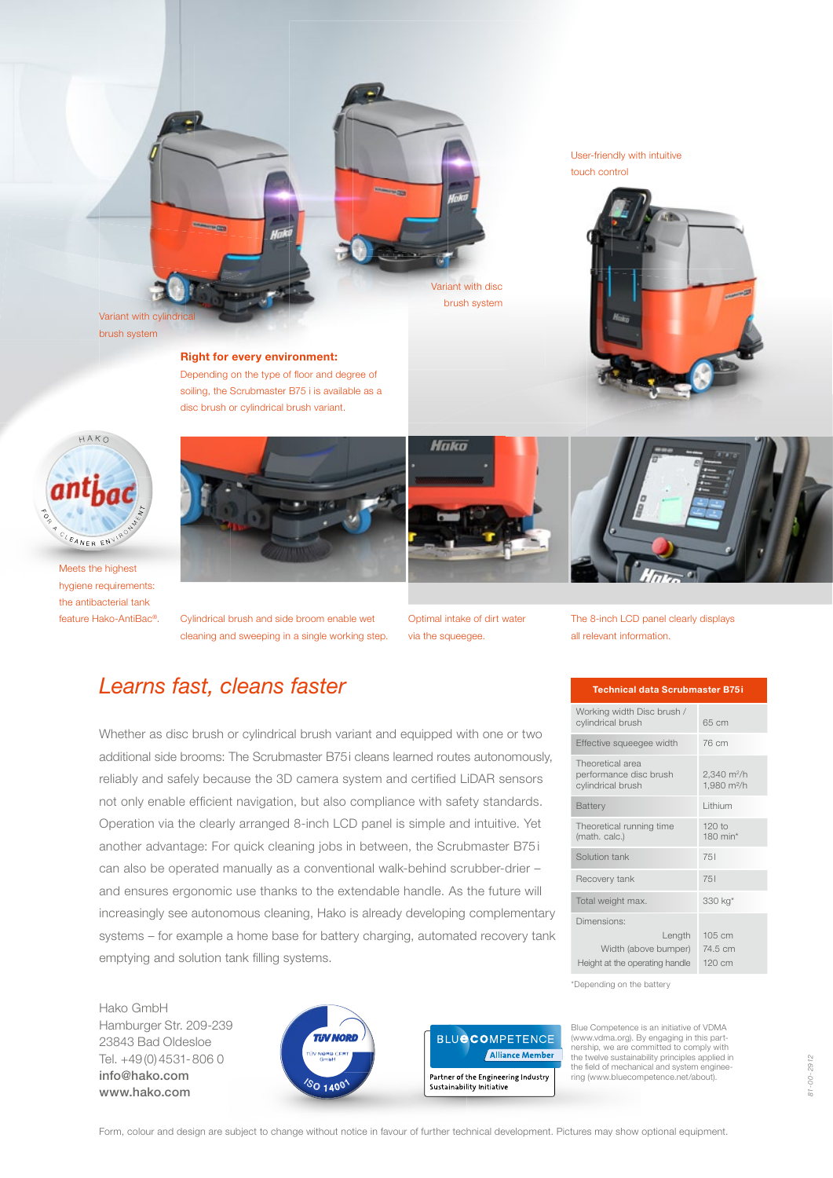Variant with cylindrical brush system

Variant with disc brush system

User-friendly with intuitive touch control

**Right for every environment:**
Depending on the type of floor and degree of soiling, the Scrubmaster B75 i is available as a disc brush or cylindrical brush variant.

Meets the highest hygiene requirements: the antibacterial tank feature Hako-AntiBac®.

Cylindrical brush and side broom enable wet cleaning and sweeping in a single working step.

Optimal intake of dirt water via the squeegee.

The 8-inch LCD panel clearly displays all relevant information.

## *Learns fast, cleans faster*

Whether as disc brush or cylindrical brush variant and equipped with one or two additional side brooms: The Scrubmaster B75i cleans learned routes autonomously, reliably and safely because the 3D camera system and certified LiDAR sensors not only enable efficient navigation, but also compliance with safety standards. Operation via the clearly arranged 8-inch LCD panel is simple and intuitive. Yet another advantage: For quick cleaning jobs in between, the Scrubmaster B75i can also be operated manually as a conventional walk-behind scrubber-drier – and ensures ergonomic use thanks to the extendable handle. As the future will increasingly see autonomous cleaning, Hako is already developing complementary systems – for example a home base for battery charging, automated recovery tank emptying and solution tank filling systems.

| Technical data Scrubmaster B75i | |
|---|---|
| Working width Disc brush / cylindrical brush | 65 cm |
| Effective squeegee width | 76 cm |
| Theoretical area performance disc brush / cylindrical brush | 2,340 m²/h / 1,980 m²/h |
| Battery | Lithium |
| Theoretical running time (math. calc.) | 120 to 180 min* |
| Solution tank | 75 l |
| Recovery tank | 75 l |
| Total weight max. | 330 kg* |
| Dimensions: Length | 105 cm |
| Width (above bumper) | 74.5 cm |
| Height at the operating handle | 120 cm |

*Depending on the battery

Hako GmbH
Hamburger Str. 209-239
23843 Bad Oldesloe
Tel. +49 (0) 4531-806 0
**info@hako.com**
**www.hako.com**

Blue Competence is an initiative of VDMA (www.vdma.org). By engaging in this partnership, we are committed to comply with the twelve sustainability principles applied in the field of mechanical and system engineering (www.bluecompetence.net/about).

81-00-2912

Form, colour and design are subject to change without notice in favour of further technical development. Pictures may show optional equipment.